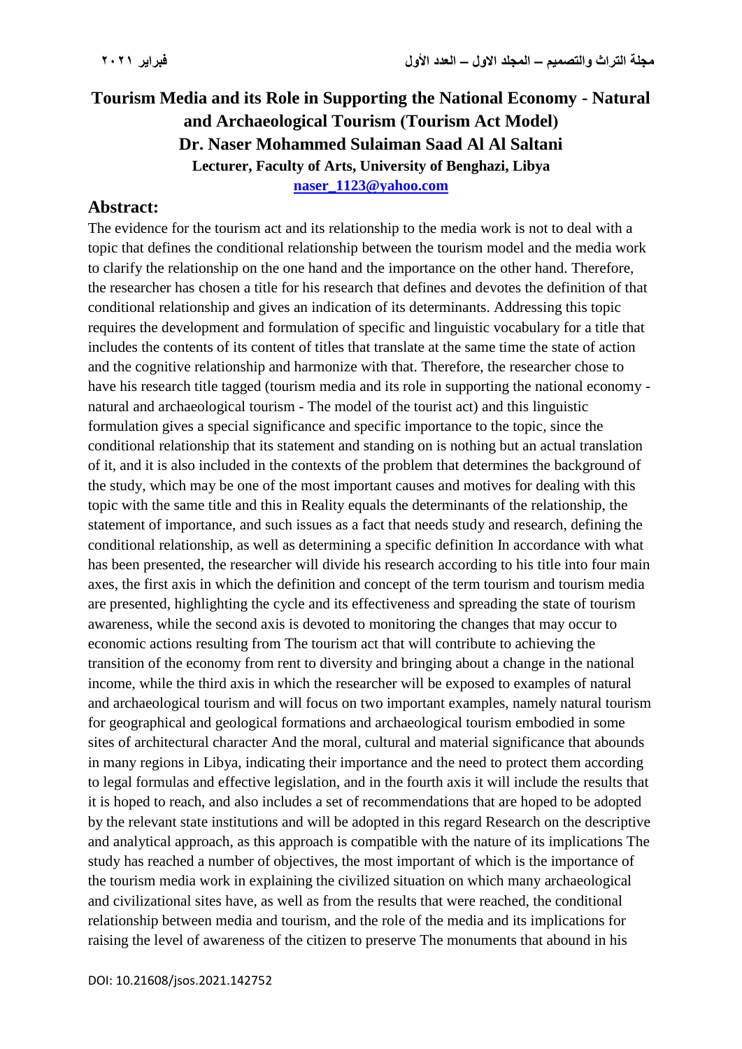# Tourism Media and its Role in Supporting the National Economy - Natural and Archaeological Tourism (Tourism Act Model)

**Dr. Naser Mohammed Sulaiman Saad Al Al Saltani**

**Lecturer, Faculty of Arts, University of Benghazi, Libya**

**naser_1123@yahoo.com**

## Abstract:

The evidence for the tourism act and its relationship to the media work is not to deal with a topic that defines the conditional relationship between the tourism model and the media work to clarify the relationship on the one hand and the importance on the other hand. Therefore, the researcher has chosen a title for his research that defines and devotes the definition of that conditional relationship and gives an indication of its determinants. Addressing this topic requires the development and formulation of specific and linguistic vocabulary for a title that includes the contents of its content of titles that translate at the same time the state of action and the cognitive relationship and harmonize with that. Therefore, the researcher chose to have his research title tagged (tourism media and its role in supporting the national economy - natural and archaeological tourism - The model of the tourist act) and this linguistic formulation gives a special significance and specific importance to the topic, since the conditional relationship that its statement and standing on is nothing but an actual translation of it, and it is also included in the contexts of the problem that determines the background of the study, which may be one of the most important causes and motives for dealing with this topic with the same title and this in Reality equals the determinants of the relationship, the statement of importance, and such issues as a fact that needs study and research, defining the conditional relationship, as well as determining a specific definition In accordance with what has been presented, the researcher will divide his research according to his title into four main axes, the first axis in which the definition and concept of the term tourism and tourism media are presented, highlighting the cycle and its effectiveness and spreading the state of tourism awareness, while the second axis is devoted to monitoring the changes that may occur to economic actions resulting from The tourism act that will contribute to achieving the transition of the economy from rent to diversity and bringing about a change in the national income, while the third axis in which the researcher will be exposed to examples of natural and archaeological tourism and will focus on two important examples, namely natural tourism for geographical and geological formations and archaeological tourism embodied in some sites of architectural character And the moral, cultural and material significance that abounds in many regions in Libya, indicating their importance and the need to protect them according to legal formulas and effective legislation, and in the fourth axis it will include the results that it is hoped to reach, and also includes a set of recommendations that are hoped to be adopted by the relevant state institutions and will be adopted in this regard Research on the descriptive and analytical approach, as this approach is compatible with the nature of its implications The study has reached a number of objectives, the most important of which is the importance of the tourism media work in explaining the civilized situation on which many archaeological and civilizational sites have, as well as from the results that were reached, the conditional relationship between media and tourism, and the role of the media and its implications for raising the level of awareness of the citizen to preserve The monuments that abound in his

DOI: 10.21608/jsos.2021.142752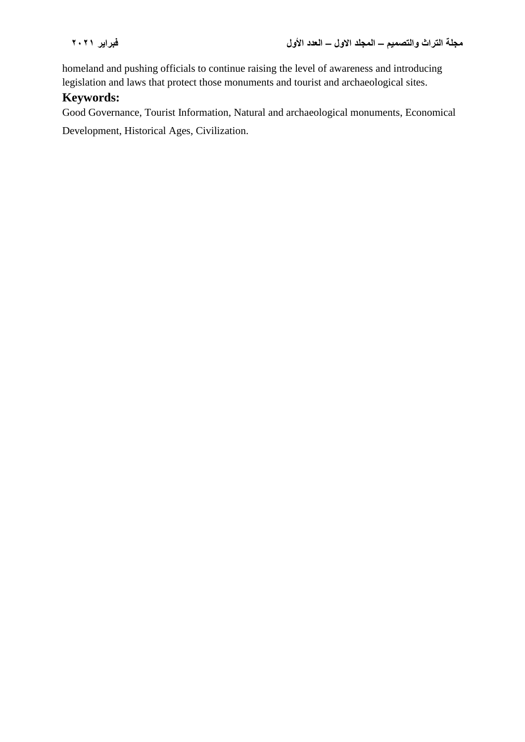homeland and pushing officials to continue raising the level of awareness and introducing legislation and laws that protect those monuments and tourist and archaeological sites.

**Keywords:**

Good Governance, Tourist Information, Natural and archaeological monuments, Economical Development, Historical Ages, Civilization.